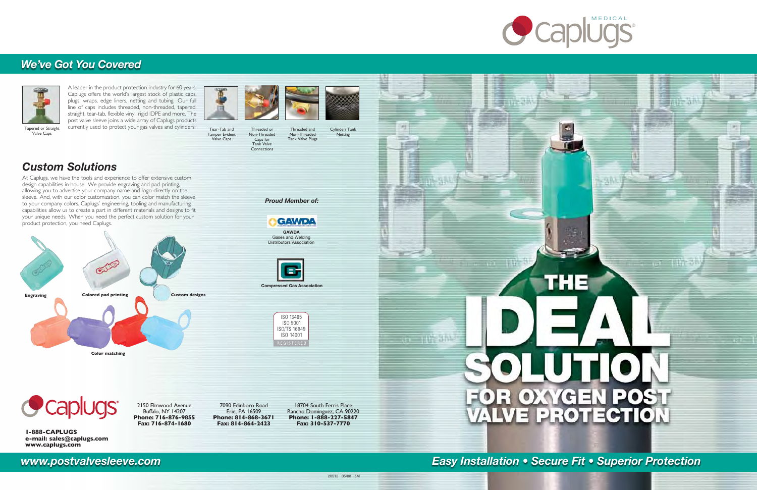# We've Got You Covered

A leader in the product protection industry for 60 years, Caplugs offers the world's largest stock of plastic caps, plugs, wraps, edge liners, netting and tubing. Our full line of caps includes threaded, non-threaded, tapered, straight, tear-tab, flexible vinyl, rigid IDPE and more. The post valve sleeve joins a wide array of Caplugs products currently used to protect your gas valves and cylinders.

Tapered or Straight Valve Caps

Tear-Tab and Tamper Evident Valve Caps

Threaded or Non-Threaded Caps for Tank Valve Connections

Threaded and Non-Threaded Tank Valve Plugs

Cylinder/ Tank Netting

## Custom Solutions

At Caplugs, we have the tools and experience to offer extensive custom design capabilities in-house. We provide engraving and pad printing, allowing you to advertise your company name and logo directly on the sleeve. And, with our color customization, you can color match the sleeve to your company colors. Caplugs' engineering, tooling and manufacturing capabilities allow us to create a part in different materials and designs to fit your unique needs. When you need the perfect custom solution for your product protection, you need Caplugs.

Engraving

Colored pad printing

Custom designs

Color matching

**Proud Member of:**

GAWDA
Gases and Welding Distributors Association

Compressed Gas Association

ISO 13485
ISO 9001
ISO/TS 16949
ISO 14001
REGISTERED

caplugs

2150 Elmwood Avenue
Buffalo, NY 14207
**Phone: 716-876-9855**
**Fax: 716-874-1680**

7090 Edinboro Road
Erie, PA 16509
**Phone: 814-868-3671**
**Fax: 814-864-2423**

18704 South Ferris Place
Rancho Dominguez, CA 90220
**Phone: 1-888-227-5847**
**Fax: 310-537-7770**

**1-888-CAPLUGS**
**e-mail: sales@caplugs.com**
**www.caplugs.com**

*www.postvalvesleeve.com*

20512 05/08 5M

caplugs MEDICAL

# THE IDEAL SOLUTION FOR OXYGEN POST VALVE PROTECTION

*Easy Installation • Secure Fit • Superior Protection*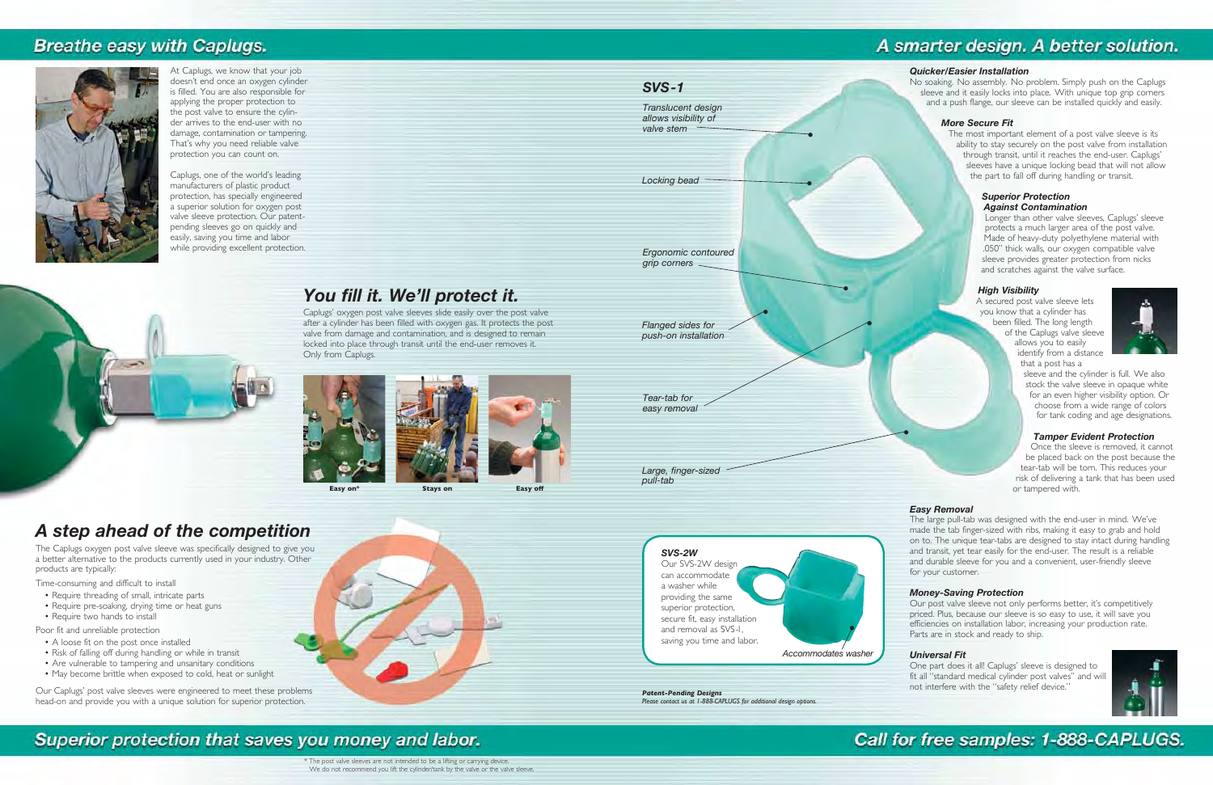## Breathe easy with Caplugs.

At Caplugs, we know that your job doesn't end once an oxygen cylinder is filled. You are also responsible for applying the proper protection to the post valve to ensure the cylinder arrives to the end-user with no damage, contamination or tampering. That's why you need reliable valve protection you can count on.

Caplugs, one of the world's leading manufacturers of plastic product protection, has specially engineered a superior solution for oxygen post valve sleeve protection. Our patent-pending sleeves go on quickly and easily, saving you time and labor while providing excellent protection.

## You fill it. We'll protect it.

Caplugs' oxygen post valve sleeves slide easily over the post valve after a cylinder has been filled with oxygen gas. It protects the post valve from damage and contamination, and is designed to remain locked into place through transit until the end-user removes it. Only from Caplugs.

Easy on*

Stays on

Easy off

## A step ahead of the competition

The Caplugs oxygen post valve sleeve was specifically designed to give you a better alternative to the products currently used in your industry. Other products are typically:

Time-consuming and difficult to install

- Require threading of small, intricate parts
- Require pre-soaking, drying time or heat guns
- Require two hands to install

Poor fit and unreliable protection

- A loose fit on the post once installed
- Risk of falling off during handling or while in transit
- Are vulnerable to tampering and unsanitary conditions
- May become brittle when exposed to cold, heat or sunlight

Our Caplugs' post valve sleeves were engineered to meet these problems head-on and provide you with a unique solution for superior protection.

## Superior protection that saves you money and labor.

\* The post valve sleeves are not intended to be a lifting or carrying device.
We do not recommend you lift the cylinder/tank by the valve or the valve sleeve.

## A smarter design. A better solution.

### *SVS-1*

*Translucent design allows visibility of valve stem*

*Locking bead*

*Ergonomic contoured grip corners*

*Flanged sides for push-on installation*

*Tear-tab for easy removal*

*Large, finger-sized pull-tab*

### *SVS-2W*

Our SVS-2W design can accommodate a washer while providing the same superior protection, secure fit, easy installation and removal as SVS-1, saving you time and labor.

*Accommodates washer*

***Patent-Pending Designs***
*Please contact us at 1-888-CAPLUGS for additional design options.*

### *Quicker/Easier Installation*

No soaking. No assembly. No problem. Simply push on the Caplugs sleeve and it easily locks into place. With unique top grip corners and a push flange, our sleeve can be installed quickly and easily.

### *More Secure Fit*

The most important element of a post valve sleeve is its ability to stay securely on the post valve from installation through transit, until it reaches the end-user. Caplugs' sleeves have a unique locking bead that will not allow the part to fall off during handling or transit.

### *Superior Protection Against Contamination*

Longer than other valve sleeves, Caplugs' sleeve protects a much larger area of the post valve. Made of heavy-duty polyethylene material with .050" thick walls, our oxygen compatible valve sleeve provides greater protection from nicks and scratches against the valve surface.

### *High Visibility*

A secured post valve sleeve lets you know that a cylinder has been filled. The long length of the Caplugs valve sleeve allows you to easily identify from a distance that a post has a sleeve and the cylinder is full. We also stock the valve sleeve in opaque white for an even higher visibility option. Or choose from a wide range of colors for tank coding and age designations.

### *Tamper Evident Protection*

Once the sleeve is removed, it cannot be placed back on the post because the tear-tab will be torn. This reduces your risk of delivering a tank that has been used or tampered with.

### *Easy Removal*

The large pull-tab was designed with the end-user in mind. We've made the tab finger-sized with ribs, making it easy to grab and hold on to. The unique tear-tabs are designed to stay intact during handling and transit, yet tear easily for the end-user. The result is a reliable and durable sleeve for you and a convenient, user-friendly sleeve for your customer.

### *Money-Saving Protection*

Our post valve sleeve not only performs better, it's competitively priced. Plus, because our sleeve is so easy to use, it will save you efficiencies on installation labor, increasing your production rate. Parts are in stock and ready to ship.

### *Universal Fit*

One part does it all! Caplugs' sleeve is designed to fit all "standard medical cylinder post valves" and will not interfere with the "safety relief device."

## Call for free samples: 1-888-CAPLUGS.